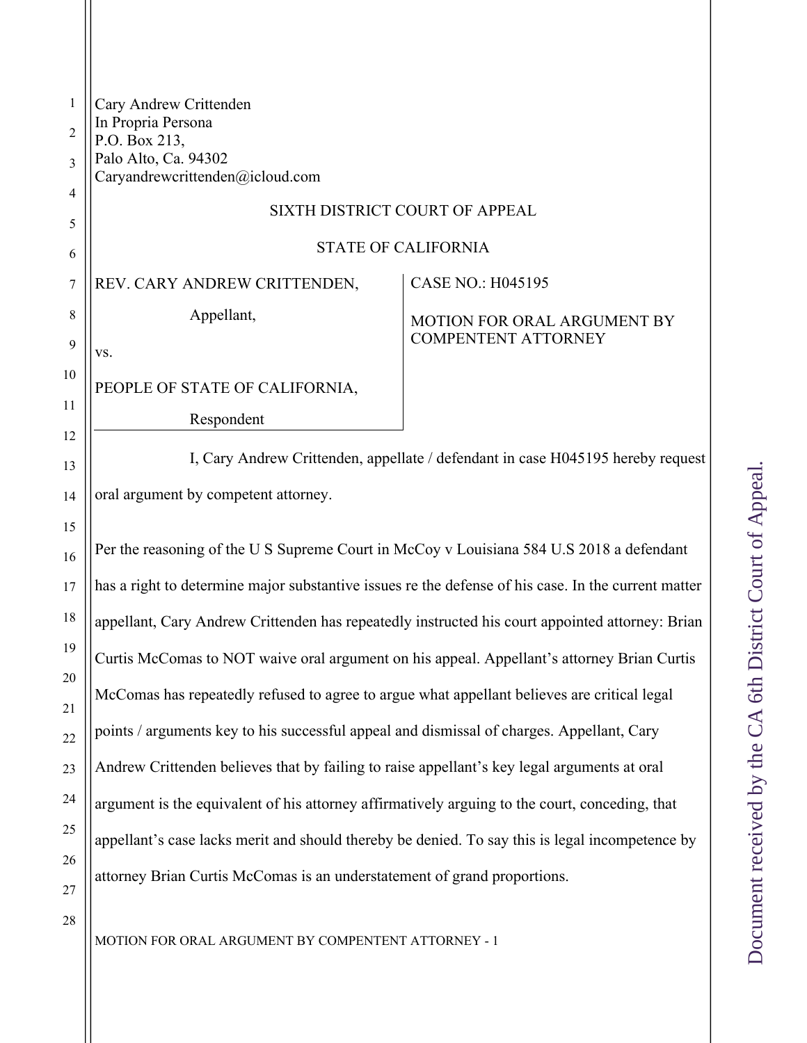Cary Andrew Crittenden
In Propria Persona
P.O. Box 213,
Palo Alto, Ca. 94302
Caryandrewcrittenden@icloud.com

SIXTH DISTRICT COURT OF APPEAL

STATE OF CALIFORNIA

| | |
|---|---|
| REV. CARY ANDREW CRITTENDEN,<br><br>Appellant,<br><br>vs.<br><br>PEOPLE OF STATE OF CALIFORNIA,<br><br>Respondent | CASE NO.: H045195<br><br>MOTION FOR ORAL ARGUMENT BY COMPENTENT ATTORNEY |

I, Cary Andrew Crittenden, appellate / defendant in case H045195 hereby request oral argument by competent attorney.

Per the reasoning of the U S Supreme Court in McCoy v Louisiana 584 U.S 2018 a defendant has a right to determine major substantive issues re the defense of his case. In the current matter appellant, Cary Andrew Crittenden has repeatedly instructed his court appointed attorney: Brian Curtis McComas to NOT waive oral argument on his appeal. Appellant's attorney Brian Curtis McComas has repeatedly refused to agree to argue what appellant believes are critical legal points / arguments key to his successful appeal and dismissal of charges. Appellant, Cary Andrew Crittenden believes that by failing to raise appellant's key legal arguments at oral argument is the equivalent of his attorney affirmatively arguing to the court, conceding, that appellant's case lacks merit and should thereby be denied. To say this is legal incompetence by attorney Brian Curtis McComas is an understatement of grand proportions.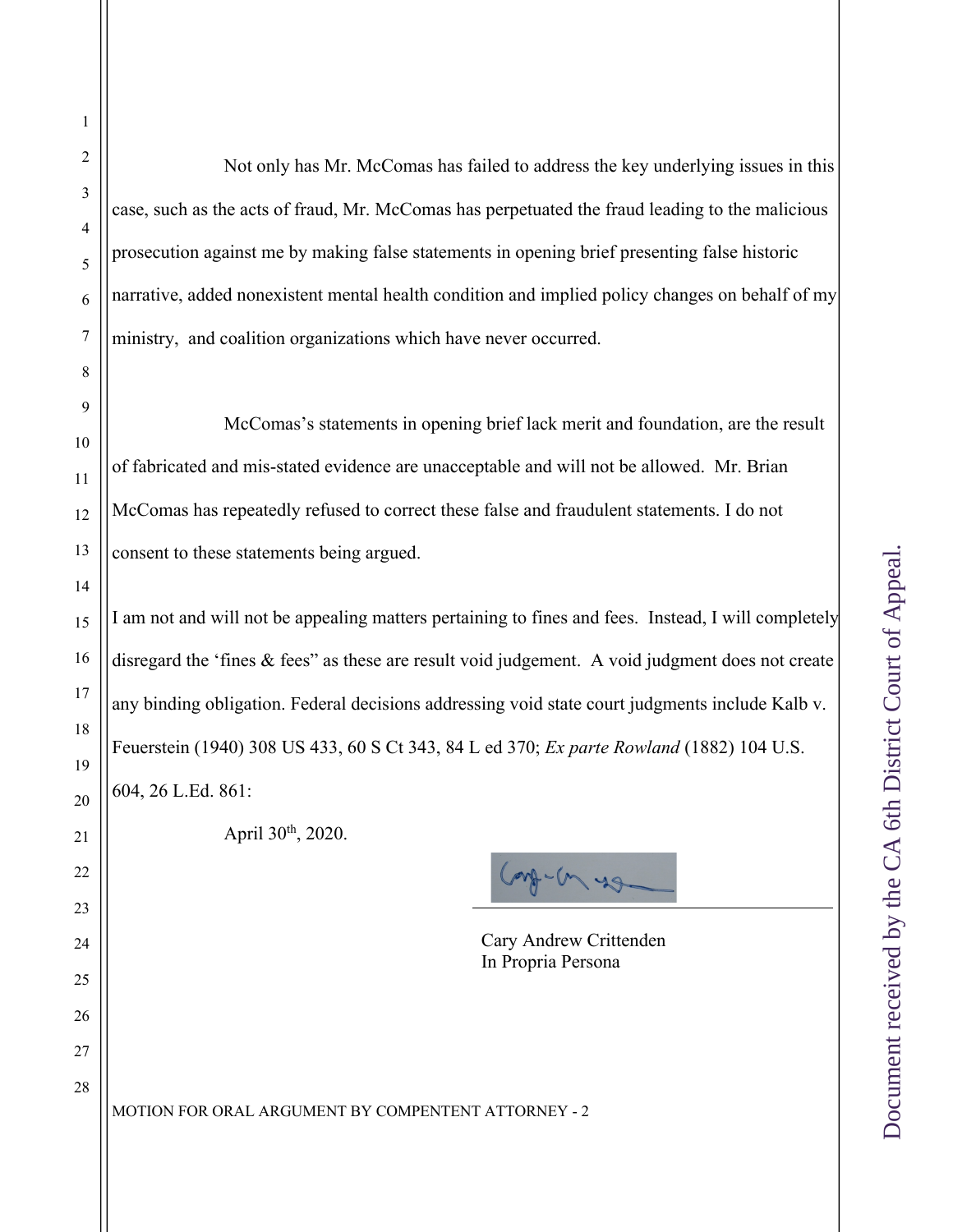Not only has Mr. McComas has failed to address the key underlying issues in this case, such as the acts of fraud, Mr. McComas has perpetuated the fraud leading to the malicious prosecution against me by making false statements in opening brief presenting false historic narrative, added nonexistent mental health condition and implied policy changes on behalf of my ministry, and coalition organizations which have never occurred.

McComas's statements in opening brief lack merit and foundation, are the result of fabricated and mis-stated evidence are unacceptable and will not be allowed. Mr. Brian McComas has repeatedly refused to correct these false and fraudulent statements. I do not consent to these statements being argued.

I am not and will not be appealing matters pertaining to fines and fees. Instead, I will completely disregard the 'fines & fees" as these are result void judgement. A void judgment does not create any binding obligation. Federal decisions addressing void state court judgments include Kalb v. Feuerstein (1940) 308 US 433, 60 S Ct 343, 84 L ed 370; *Ex parte Rowland* (1882) 104 U.S. 604, 26 L.Ed. 861:

April 30th, 2020.

Cary Andrew Crittenden
In Propria Persona

MOTION FOR ORAL ARGUMENT BY COMPENTENT ATTORNEY - 2

Document received by the CA 6th District Court of Appeal.